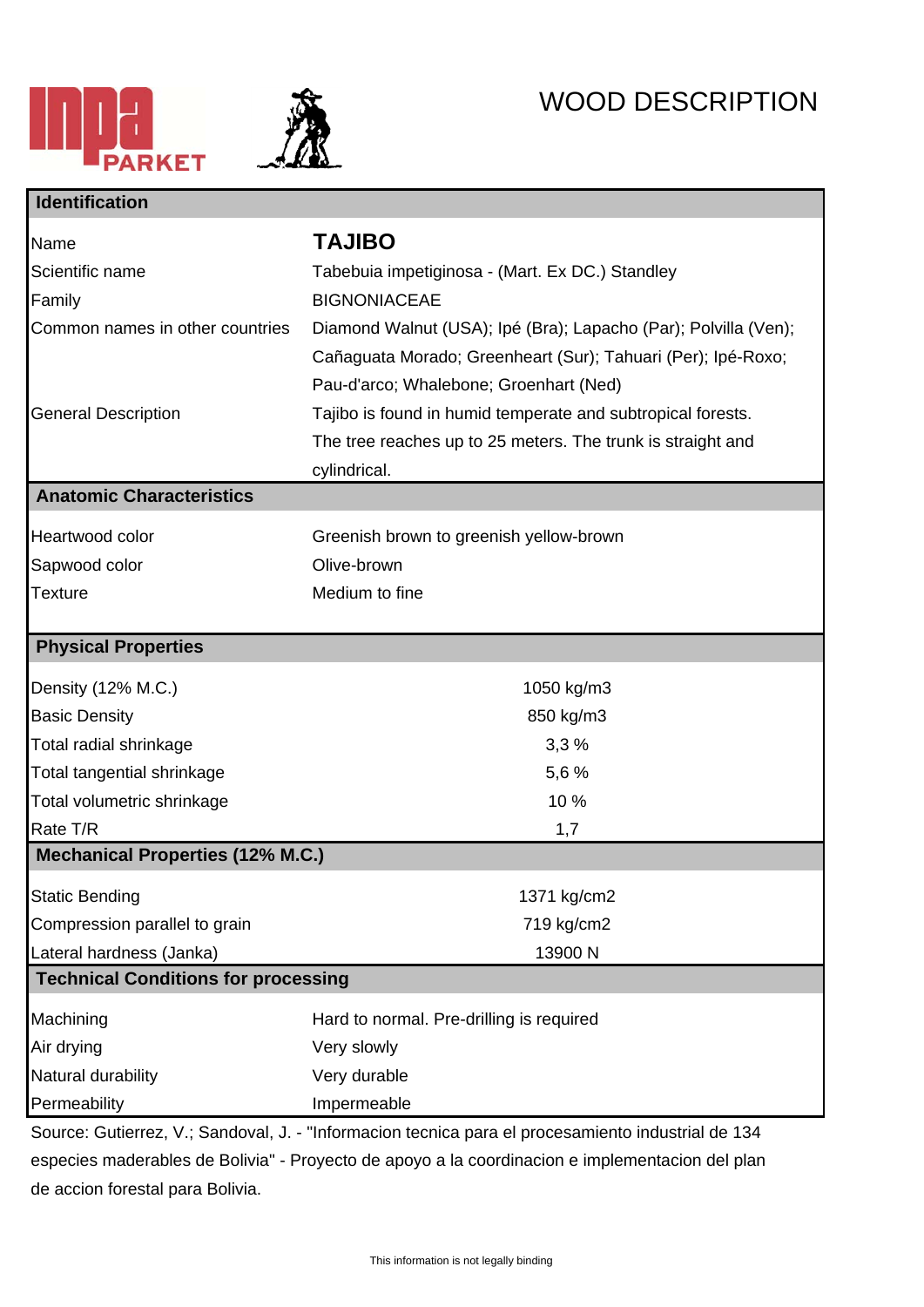# WOOD DESCRIPTION

## Identification

| | |
|---|---|
| Name | **TAJIBO** |
| Scientific name | Tabebuia impetiginosa - (Mart. Ex DC.) Standley |
| Family | BIGNONIACEAE |
| Common names in other countries | Diamond Walnut (USA); Ipé (Bra); Lapacho (Par); Polvilla (Ven); Cañaguata Morado; Greenheart (Sur); Tahuari (Per); Ipé-Roxo; Pau-d'arco; Whalebone; Groenhart (Ned) |
| General Description | Tajibo is found in humid temperate and subtropical forests. The tree reaches up to 25 meters. The trunk is straight and cylindrical. |

## Anatomic Characteristics

| | |
|---|---|
| Heartwood color | Greenish brown to greenish yellow-brown |
| Sapwood color | Olive-brown |
| Texture | Medium to fine |

## Physical Properties

| | |
|---|---|
| Density (12% M.C.) | 1050 kg/m3 |
| Basic Density | 850 kg/m3 |
| Total radial shrinkage | 3,3 % |
| Total tangential shrinkage | 5,6 % |
| Total volumetric shrinkage | 10 % |
| Rate T/R | 1,7 |

## Mechanical Properties (12% M.C.)

| | |
|---|---|
| Static Bending | 1371 kg/cm2 |
| Compression parallel to grain | 719 kg/cm2 |
| Lateral hardness (Janka) | 13900 N |

## Technical Conditions for processing

| | |
|---|---|
| Machining | Hard to normal. Pre-drilling is required |
| Air drying | Very slowly |
| Natural durability | Very durable |
| Permeability | Impermeable |

Source: Gutierrez, V.; Sandoval, J. - "Informacion tecnica para el procesamiento industrial de 134 especies maderables de Bolivia" - Proyecto de apoyo a la coordinacion e implementacion del plan de accion forestal para Bolivia.

This information is not legally binding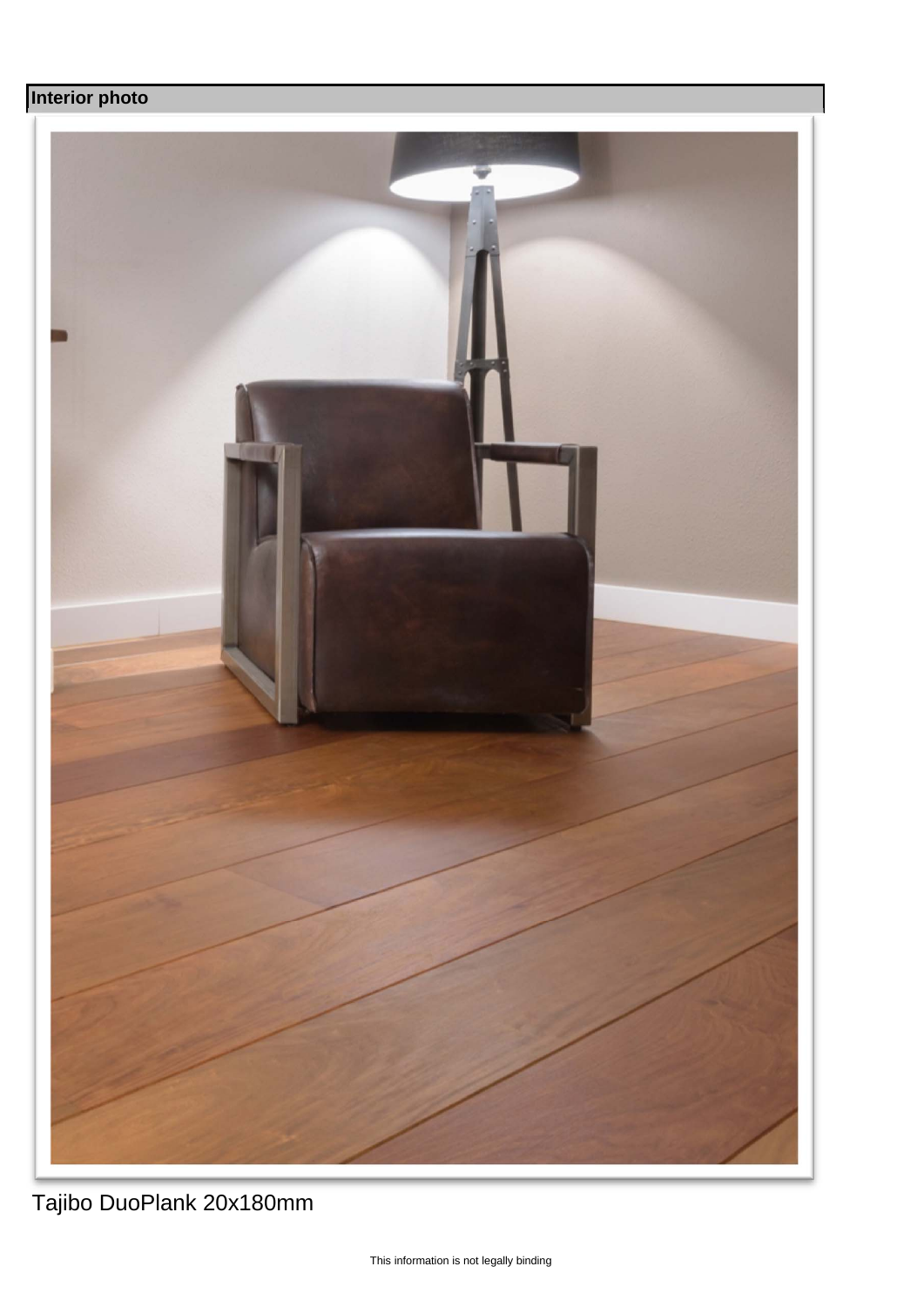**Interior photo**

Tajibo DuoPlank 20x180mm

This information is not legally binding